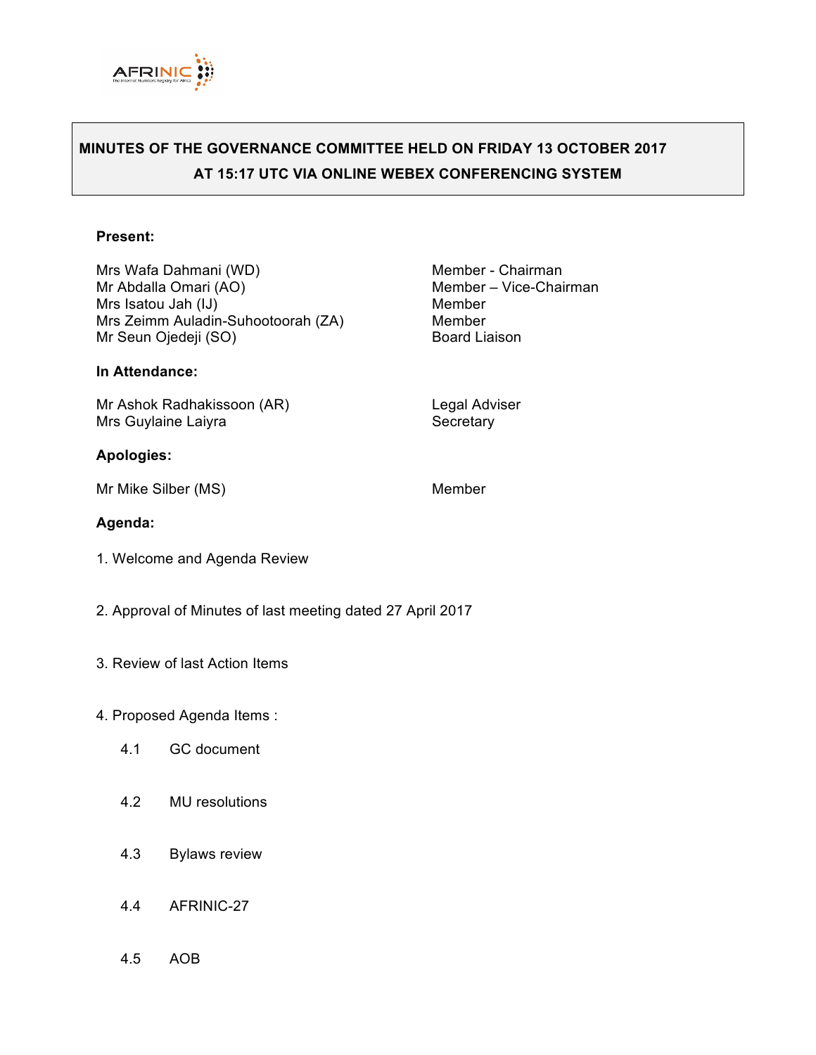# MINUTES OF THE GOVERNANCE COMMITTEE HELD ON FRIDAY 13 OCTOBER 2017 AT 15:17 UTC VIA ONLINE WEBEX CONFERENCING SYSTEM

**Present:**

| | |
|---|---|
| Mrs Wafa Dahmani (WD) | Member - Chairman |
| Mr Abdalla Omari (AO) | Member – Vice-Chairman |
| Mrs Isatou Jah (IJ) | Member |
| Mrs Zeimm Auladin-Suhootoorah (ZA) | Member |
| Mr Seun Ojedeji (SO) | Board Liaison |

**In Attendance:**

| | |
|---|---|
| Mr Ashok Radhakissoon (AR) | Legal Adviser |
| Mrs Guylaine Laiyra | Secretary |

**Apologies:**

| | |
|---|---|
| Mr Mike Silber (MS) | Member |

**Agenda:**

1. Welcome and Agenda Review

2. Approval of Minutes of last meeting dated 27 April 2017

3. Review of last Action Items

4. Proposed Agenda Items :

    4.1 GC document

    4.2 MU resolutions

    4.3 Bylaws review

    4.4 AFRINIC-27

    4.5 AOB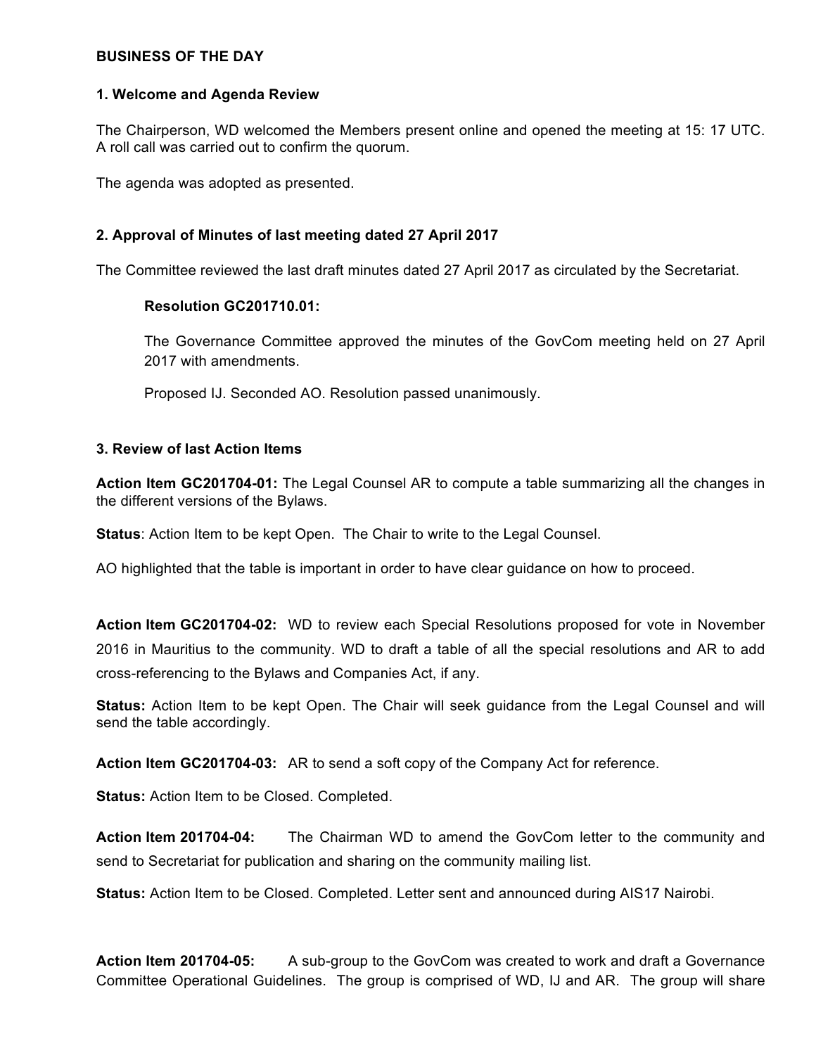**BUSINESS OF THE DAY**

**1. Welcome and Agenda Review**

The Chairperson, WD welcomed the Members present online and opened the meeting at 15: 17 UTC. A roll call was carried out to confirm the quorum.

The agenda was adopted as presented.

**2. Approval of Minutes of last meeting dated 27 April 2017**

The Committee reviewed the last draft minutes dated 27 April 2017 as circulated by the Secretariat.

> **Resolution GC201710.01:**
>
> The Governance Committee approved the minutes of the GovCom meeting held on 27 April 2017 with amendments.
>
> Proposed IJ. Seconded AO. Resolution passed unanimously.

**3. Review of last Action Items**

**Action Item GC201704-01:** The Legal Counsel AR to compute a table summarizing all the changes in the different versions of the Bylaws.

**Status**: Action Item to be kept Open. The Chair to write to the Legal Counsel.

AO highlighted that the table is important in order to have clear guidance on how to proceed.

**Action Item GC201704-02:** WD to review each Special Resolutions proposed for vote in November 2016 in Mauritius to the community. WD to draft a table of all the special resolutions and AR to add cross-referencing to the Bylaws and Companies Act, if any.

**Status:** Action Item to be kept Open. The Chair will seek guidance from the Legal Counsel and will send the table accordingly.

**Action Item GC201704-03:** AR to send a soft copy of the Company Act for reference.

**Status:** Action Item to be Closed. Completed.

**Action Item 201704-04:** The Chairman WD to amend the GovCom letter to the community and send to Secretariat for publication and sharing on the community mailing list.

**Status:** Action Item to be Closed. Completed. Letter sent and announced during AIS17 Nairobi.

**Action Item 201704-05:** A sub-group to the GovCom was created to work and draft a Governance Committee Operational Guidelines. The group is comprised of WD, IJ and AR. The group will share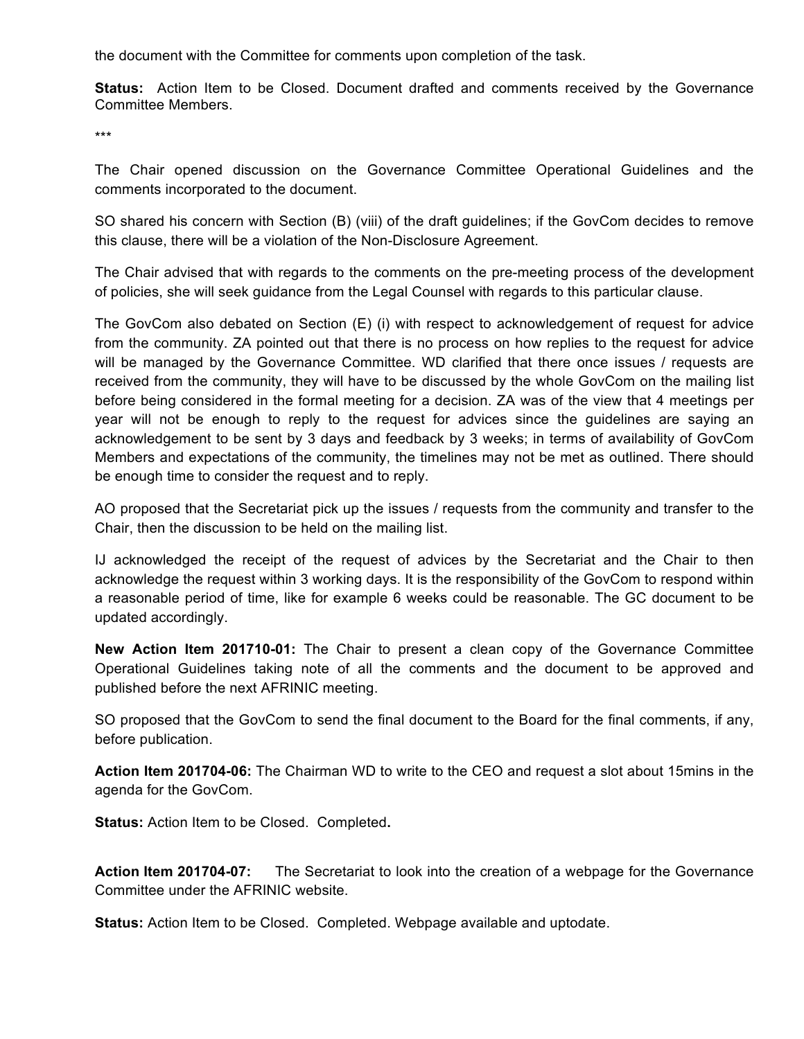the document with the Committee for comments upon completion of the task.

**Status:** Action Item to be Closed. Document drafted and comments received by the Governance Committee Members.

***

The Chair opened discussion on the Governance Committee Operational Guidelines and the comments incorporated to the document.

SO shared his concern with Section (B) (viii) of the draft guidelines; if the GovCom decides to remove this clause, there will be a violation of the Non-Disclosure Agreement.

The Chair advised that with regards to the comments on the pre-meeting process of the development of policies, she will seek guidance from the Legal Counsel with regards to this particular clause.

The GovCom also debated on Section (E) (i) with respect to acknowledgement of request for advice from the community. ZA pointed out that there is no process on how replies to the request for advice will be managed by the Governance Committee. WD clarified that there once issues / requests are received from the community, they will have to be discussed by the whole GovCom on the mailing list before being considered in the formal meeting for a decision. ZA was of the view that 4 meetings per year will not be enough to reply to the request for advices since the guidelines are saying an acknowledgement to be sent by 3 days and feedback by 3 weeks; in terms of availability of GovCom Members and expectations of the community, the timelines may not be met as outlined. There should be enough time to consider the request and to reply.

AO proposed that the Secretariat pick up the issues / requests from the community and transfer to the Chair, then the discussion to be held on the mailing list.

IJ acknowledged the receipt of the request of advices by the Secretariat and the Chair to then acknowledge the request within 3 working days. It is the responsibility of the GovCom to respond within a reasonable period of time, like for example 6 weeks could be reasonable. The GC document to be updated accordingly.

**New Action Item 201710-01:** The Chair to present a clean copy of the Governance Committee Operational Guidelines taking note of all the comments and the document to be approved and published before the next AFRINIC meeting.

SO proposed that the GovCom to send the final document to the Board for the final comments, if any, before publication.

**Action Item 201704-06:** The Chairman WD to write to the CEO and request a slot about 15mins in the agenda for the GovCom.

**Status:** Action Item to be Closed. Completed**.**

**Action Item 201704-07:** The Secretariat to look into the creation of a webpage for the Governance Committee under the AFRINIC website.

**Status:** Action Item to be Closed. Completed. Webpage available and uptodate.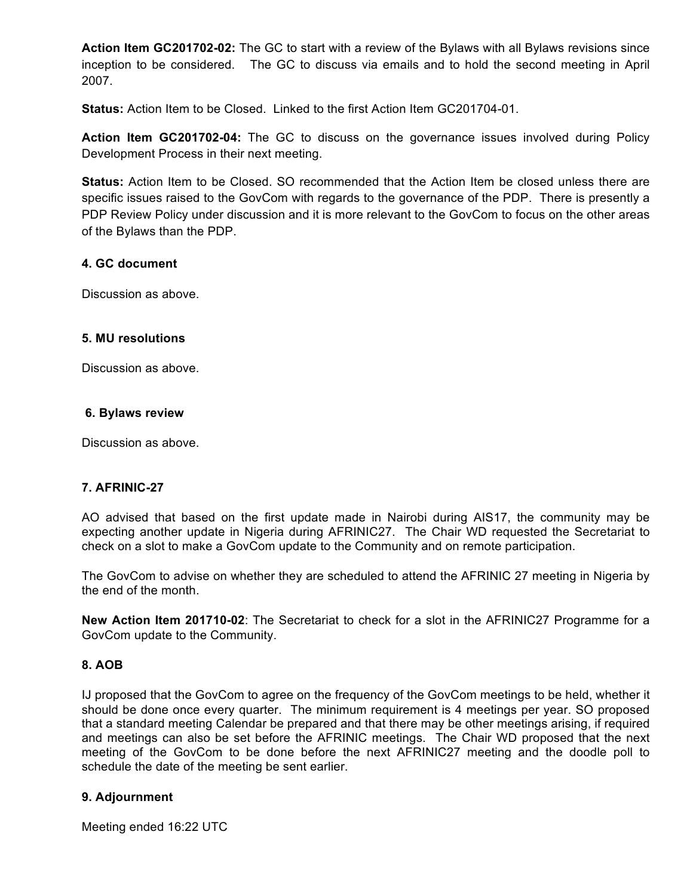**Action Item GC201702-02:** The GC to start with a review of the Bylaws with all Bylaws revisions since inception to be considered. The GC to discuss via emails and to hold the second meeting in April 2007.

**Status:** Action Item to be Closed. Linked to the first Action Item GC201704-01.

**Action Item GC201702-04:** The GC to discuss on the governance issues involved during Policy Development Process in their next meeting.

**Status:** Action Item to be Closed. SO recommended that the Action Item be closed unless there are specific issues raised to the GovCom with regards to the governance of the PDP. There is presently a PDP Review Policy under discussion and it is more relevant to the GovCom to focus on the other areas of the Bylaws than the PDP.

### 4. GC document

Discussion as above.

### 5. MU resolutions

Discussion as above.

### 6. Bylaws review

Discussion as above.

### 7. AFRINIC-27

AO advised that based on the first update made in Nairobi during AIS17, the community may be expecting another update in Nigeria during AFRINIC27. The Chair WD requested the Secretariat to check on a slot to make a GovCom update to the Community and on remote participation.

The GovCom to advise on whether they are scheduled to attend the AFRINIC 27 meeting in Nigeria by the end of the month.

**New Action Item 201710-02**: The Secretariat to check for a slot in the AFRINIC27 Programme for a GovCom update to the Community.

### 8. AOB

IJ proposed that the GovCom to agree on the frequency of the GovCom meetings to be held, whether it should be done once every quarter. The minimum requirement is 4 meetings per year. SO proposed that a standard meeting Calendar be prepared and that there may be other meetings arising, if required and meetings can also be set before the AFRINIC meetings. The Chair WD proposed that the next meeting of the GovCom to be done before the next AFRINIC27 meeting and the doodle poll to schedule the date of the meeting be sent earlier.

### 9. Adjournment

Meeting ended 16:22 UTC